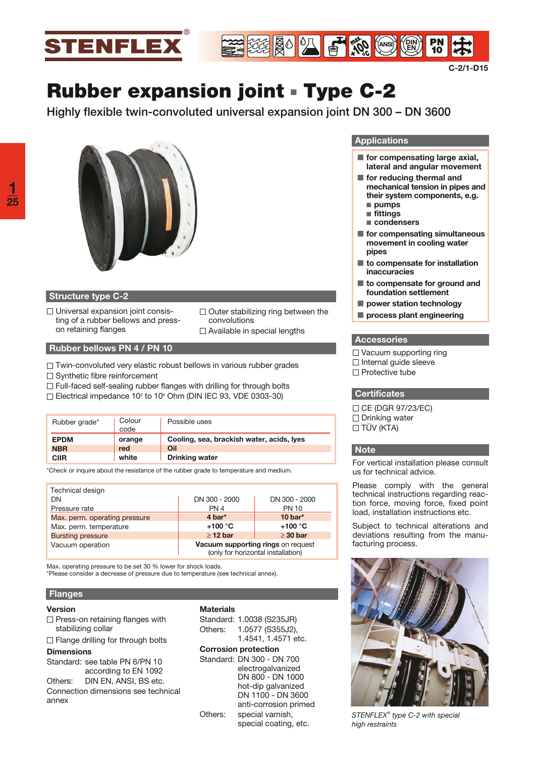STENFLEX®

C-2/1-D15

# Rubber expansion joint ▪ Type C-2

Highly flexible twin-convoluted universal expansion joint DN 300 – DN 3600

## Structure type C-2

- ☐ Universal expansion joint consisting of a rubber bellows and press-on retaining flanges
- ☐ Outer stabilizing ring between the convolutions
- ☐ Available in special lengths

## Rubber bellows PN 4 / PN 10

- ☐ Twin-convoluted very elastic robust bellows in various rubber grades
- ☐ Synthetic fibre reinforcement
- ☐ Full-faced self-sealing rubber flanges with drilling for through bolts
- ☐ Electrical impedance $10^3$ to $10^6$ Ohm (DIN IEC 93, VDE 0303-30)

| Rubber grade* | Colour code | Possible uses |
|---|---|---|
| **EPDM** | **orange** | **Cooling, sea, brackish water, acids, lyes** |
| **NBR** | **red** | **Oil** |
| **CIIR** | **white** | **Drinking water** |

*Check or inquire about the resistance of the rubber grade to temperature and medium.

| Technical design | | |
|---|---|---|
| DN | DN 300 - 2000 | DN 300 - 2000 |
| Pressure rate | PN 4 | PN 10 |
| Max. perm. operating pressure | **4 bar*** | **10 bar*** |
| Max. perm. temperature | **+100 °C** | **+100 °C** |
| Bursting pressure | **≥ 12 bar** | **≥ 30 bar** |
| Vacuum operation | **Vacuum supporting rings** on request (only for horizontal installation) | |

Max. operating pressure to be set 30 % lower for shock loads.
*Please consider a decrease of pressure due to temperature (see technical annex).

## Flanges

**Version**

- ☐ Press-on retaining flanges with stabilizing collar
- ☐ Flange drilling for through bolts

**Dimensions**

Standard: see table PN 6/PN 10 according to EN 1092
Others: DIN EN, ANSI, BS etc.
Connection dimensions see technical annex

**Materials**

Standard: 1.0038 (S235JR)
Others: 1.0577 (S355J2), 1.4541, 1.4571 etc.

**Corrosion protection**

Standard: DN 300 - DN 700 electrogalvanized
DN 800 - DN 1000 hot-dip galvanized
DN 1100 - DN 3600 anti-corrosion primed
Others: special varnish, special coating, etc.

## Applications

- **for compensating large axial, lateral and angular movement**
- **for reducing thermal and mechanical tension in pipes and their system components, e.g.**
  - **pumps**
  - **fittings**
  - **condensers**
- **for compensating simultaneous movement in cooling water pipes**
- **to compensate for installation inaccuracies**
- **to compensate for ground and foundation settlement**
- **power station technology**
- **process plant engineering**

## Accessories

- ☐ Vacuum supporting ring
- ☐ Internal guide sleeve
- ☐ Protective tube

## Certificates

- ☐ CE (DGR 97/23/EC)
- ☐ Drinking water
- ☐ TÜV (KTA)

## Note

For vertical installation please consult us for technical advice.

Please comply with the general technical instructions regarding reaction force, moving force, fixed point load, installation instructions etc.

Subject to technical alterations and deviations resulting from the manufacturing process.

*STENFLEX® type C-2 with special high restraints*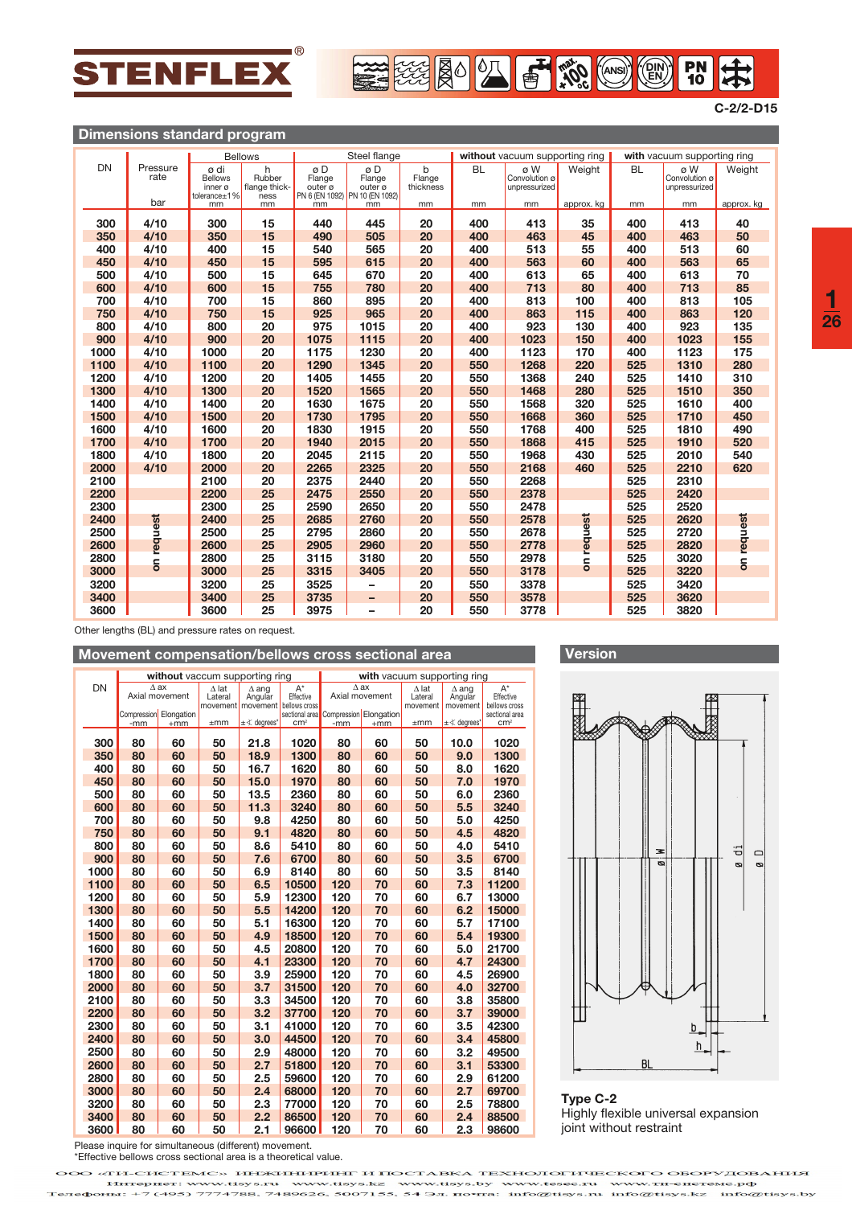# STENFLEX®

C-2/2-D15

## Dimensions standard program

| DN | Pressure rate | Bellows ø di Bellows inner ø tolerance±1% | h Rubber flange thickness | Steel flange ø D Flange outer ø PN 6 (EN 1092) | ø D Flange outer ø PN 10 (EN 1092) | b Flange thickness | without vacuum supporting ring BL | ø W Convolution ø unpressurized | Weight | with vacuum supporting ring BL | ø W Convolution ø unpressurized | Weight |
|---|---|---|---|---|---|---|---|---|---|---|---|---|
| | bar | mm | mm | mm | mm | mm | mm | mm | approx. kg | mm | mm | approx. kg |
| 300 | 4/10 | 300 | 15 | 440 | 445 | 20 | 400 | 413 | 35 | 400 | 413 | 40 |
| 350 | 4/10 | 350 | 15 | 490 | 505 | 20 | 400 | 463 | 45 | 400 | 463 | 50 |
| 400 | 4/10 | 400 | 15 | 540 | 565 | 20 | 400 | 513 | 55 | 400 | 513 | 60 |
| 450 | 4/10 | 450 | 15 | 595 | 615 | 20 | 400 | 563 | 60 | 400 | 563 | 65 |
| 500 | 4/10 | 500 | 15 | 645 | 670 | 20 | 400 | 613 | 65 | 400 | 613 | 70 |
| 600 | 4/10 | 600 | 15 | 755 | 780 | 20 | 400 | 713 | 80 | 400 | 713 | 85 |
| 700 | 4/10 | 700 | 15 | 860 | 895 | 20 | 400 | 813 | 100 | 400 | 813 | 105 |
| 750 | 4/10 | 750 | 15 | 925 | 965 | 20 | 400 | 863 | 115 | 400 | 863 | 120 |
| 800 | 4/10 | 800 | 20 | 975 | 1015 | 20 | 400 | 923 | 130 | 400 | 923 | 135 |
| 900 | 4/10 | 900 | 20 | 1075 | 1115 | 20 | 400 | 1023 | 150 | 400 | 1023 | 155 |
| 1000 | 4/10 | 1000 | 20 | 1175 | 1230 | 20 | 400 | 1123 | 170 | 400 | 1123 | 175 |
| 1100 | 4/10 | 1100 | 20 | 1290 | 1345 | 20 | 550 | 1268 | 220 | 525 | 1310 | 280 |
| 1200 | 4/10 | 1200 | 20 | 1405 | 1455 | 20 | 550 | 1368 | 240 | 525 | 1410 | 310 |
| 1300 | 4/10 | 1300 | 20 | 1520 | 1565 | 20 | 550 | 1468 | 280 | 525 | 1510 | 350 |
| 1400 | 4/10 | 1400 | 20 | 1630 | 1675 | 20 | 550 | 1568 | 320 | 525 | 1610 | 400 |
| 1500 | 4/10 | 1500 | 20 | 1730 | 1795 | 20 | 550 | 1668 | 360 | 525 | 1710 | 450 |
| 1600 | 4/10 | 1600 | 20 | 1830 | 1915 | 20 | 550 | 1768 | 400 | 525 | 1810 | 490 |
| 1700 | 4/10 | 1700 | 20 | 1940 | 2015 | 20 | 550 | 1868 | 415 | 525 | 1910 | 520 |
| 1800 | 4/10 | 1800 | 20 | 2045 | 2115 | 20 | 550 | 1968 | 430 | 525 | 2010 | 540 |
| 2000 | 4/10 | 2000 | 20 | 2265 | 2325 | 20 | 550 | 2168 | 460 | 525 | 2210 | 620 |
| 2100 | on request | 2100 | 20 | 2375 | 2440 | 20 | 550 | 2268 | on request | 525 | 2310 | on request |
| 2200 | | 2200 | 25 | 2475 | 2550 | 20 | 550 | 2378 | | 525 | 2420 | |
| 2300 | | 2300 | 25 | 2590 | 2650 | 20 | 550 | 2478 | | 525 | 2520 | |
| 2400 | | 2400 | 25 | 2685 | 2760 | 20 | 550 | 2578 | | 525 | 2620 | |
| 2500 | | 2500 | 25 | 2795 | 2860 | 20 | 550 | 2678 | | 525 | 2720 | |
| 2600 | | 2600 | 25 | 2905 | 2960 | 20 | 550 | 2778 | | 525 | 2820 | |
| 2800 | | 2800 | 25 | 3115 | 3180 | 20 | 550 | 2978 | | 525 | 3020 | |
| 3000 | | 3000 | 25 | 3315 | 3405 | 20 | 550 | 3178 | | 525 | 3220 | |
| 3200 | | 3200 | 25 | 3525 | 3630 | 20 | 550 | 3378 | | 525 | 3420 | |
| 3400 | | 3400 | 25 | 3735 | – | 20 | 550 | 3578 | | 525 | 3620 | |
| 3600 | | 3600 | 25 | 3975 | – | 20 | 550 | 3778 | | 525 | 3820 | |

Other lengths (BL) and pressure rates on request.

## Movement compensation/bellows cross sectional area

| DN | without vaccum supporting ring Δ ax Axial movement Compression | Elongation | Δ lat Lateral movement | Δ ang Angular movement | A* Effective bellows cross sectional area | with vacuum supporting ring Δ ax Axial movement Compression | Elongation | Δ lat Lateral movement | Δ ang Angular movement | A* Effective bellows cross sectional area |
|---|---|---|---|---|---|---|---|---|---|---|
| | -mm | +mm | ±mm | ±∢ degrees° | cm² | -mm | +mm | ±mm | ±∢ degrees° | cm² |
| 300 | 80 | 60 | 50 | 21.8 | 1020 | 80 | 60 | 50 | 10.0 | 1020 |
| 350 | 80 | 60 | 50 | 18.9 | 1300 | 80 | 60 | 50 | 9.0 | 1300 |
| 400 | 80 | 60 | 50 | 16.7 | 1620 | 80 | 60 | 50 | 8.0 | 1620 |
| 450 | 80 | 60 | 50 | 15.0 | 1970 | 80 | 60 | 50 | 7.0 | 1970 |
| 500 | 80 | 60 | 50 | 13.5 | 2360 | 80 | 60 | 50 | 6.0 | 2360 |
| 600 | 80 | 60 | 50 | 11.3 | 3240 | 80 | 60 | 50 | 5.5 | 3240 |
| 700 | 80 | 60 | 50 | 9.8 | 4250 | 80 | 60 | 50 | 5.0 | 4250 |
| 750 | 80 | 60 | 50 | 9.1 | 4820 | 80 | 60 | 50 | 4.5 | 4820 |
| 800 | 80 | 60 | 50 | 8.6 | 5410 | 80 | 60 | 50 | 4.0 | 5410 |
| 900 | 80 | 60 | 50 | 7.6 | 6700 | 80 | 60 | 50 | 3.5 | 6700 |
| 1000 | 80 | 60 | 50 | 6.9 | 8140 | 80 | 60 | 50 | 3.5 | 8140 |
| 1100 | 80 | 60 | 50 | 6.5 | 10500 | 120 | 70 | 60 | 7.3 | 11200 |
| 1200 | 80 | 60 | 50 | 5.9 | 12300 | 120 | 70 | 60 | 6.7 | 13000 |
| 1300 | 80 | 60 | 50 | 5.5 | 14200 | 120 | 70 | 60 | 6.2 | 15000 |
| 1400 | 80 | 60 | 50 | 5.1 | 16300 | 120 | 70 | 60 | 5.7 | 17100 |
| 1500 | 80 | 60 | 50 | 4.9 | 18500 | 120 | 70 | 60 | 5.4 | 19300 |
| 1600 | 80 | 60 | 50 | 4.5 | 20800 | 120 | 70 | 60 | 5.0 | 21700 |
| 1700 | 80 | 60 | 50 | 4.1 | 23300 | 120 | 70 | 60 | 4.7 | 24300 |
| 1800 | 80 | 60 | 50 | 3.9 | 25900 | 120 | 70 | 60 | 4.5 | 26900 |
| 2000 | 80 | 60 | 50 | 3.7 | 31500 | 120 | 70 | 60 | 4.0 | 32700 |
| 2100 | 80 | 60 | 50 | 3.3 | 34500 | 120 | 70 | 60 | 3.8 | 35800 |
| 2200 | 80 | 60 | 50 | 3.2 | 37700 | 120 | 70 | 60 | 3.7 | 39000 |
| 2300 | 80 | 60 | 50 | 3.1 | 41000 | 120 | 70 | 60 | 3.5 | 42300 |
| 2400 | 80 | 60 | 50 | 3.0 | 44500 | 120 | 70 | 60 | 3.4 | 45800 |
| 2500 | 80 | 60 | 50 | 2.9 | 48000 | 120 | 70 | 60 | 3.2 | 49500 |
| 2600 | 80 | 60 | 50 | 2.7 | 51800 | 120 | 70 | 60 | 3.1 | 53300 |
| 2800 | 80 | 60 | 50 | 2.5 | 59600 | 120 | 70 | 60 | 2.9 | 61200 |
| 3000 | 80 | 60 | 50 | 2.4 | 68000 | 120 | 70 | 60 | 2.7 | 69700 |
| 3200 | 80 | 60 | 50 | 2.3 | 77000 | 120 | 70 | 60 | 2.5 | 78800 |
| 3400 | 80 | 60 | 50 | 2.2 | 86500 | 120 | 70 | 60 | 2.4 | 88500 |
| 3600 | 80 | 60 | 50 | 2.1 | 96600 | 120 | 70 | 60 | 2.3 | 98600 |

Please inquire for simultaneous (different) movement.
*Effective bellows cross sectional area is a theoretical value.

## Version

ø W  ø di  ø D  b  h  BL

**Type C-2**
Highly flexible universal expansion joint without restraint

ООО «ТИ-СИСТЕМС» ИНЖИНИРИНГ И ПОСТАВКА ТЕХНОЛОГИЧЕСКОГО ОБОРУДОВАНИЯ
Интернет: www.tisys.ru www.tisys.kz www.tisys.by www.tesec.ru www.ти-системс.рф
Телефоны: +7 (495) 7774788, 7489626, 5007155, 54 Эл. почта: info@tisys.ru info@tisys.kz info@tisys.by